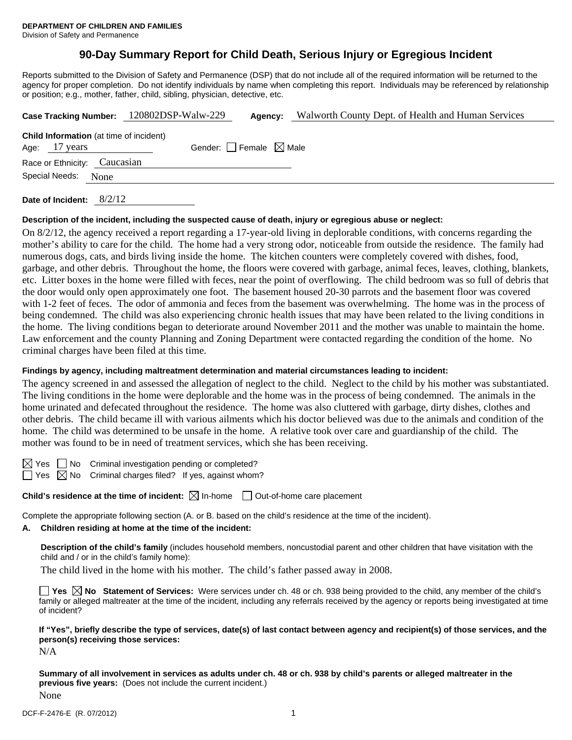**DEPARTMENT OF CHILDREN AND FAMILIES**
Division of Safety and Permanence

# 90-Day Summary Report for Child Death, Serious Injury or Egregious Incident

Reports submitted to the Division of Safety and Permanence (DSP) that do not include all of the required information will be returned to the agency for proper completion. Do not identify individuals by name when completing this report. Individuals may be referenced by relationship or position; e.g., mother, father, child, sibling, physician, detective, etc.

**Case Tracking Number:** 120802DSP-Walw-229 **Agency:** Walworth County Dept. of Health and Human Services

**Child Information** (at time of incident)
Age: 17 years Gender: ☐ Female ☒ Male
Race or Ethnicity: Caucasian
Special Needs: None

**Date of Incident:** 8/2/12

**Description of the incident, including the suspected cause of death, injury or egregious abuse or neglect:**

On 8/2/12, the agency received a report regarding a 17-year-old living in deplorable conditions, with concerns regarding the mother's ability to care for the child. The home had a very strong odor, noticeable from outside the residence. The family had numerous dogs, cats, and birds living inside the home. The kitchen counters were completely covered with dishes, food, garbage, and other debris. Throughout the home, the floors were covered with garbage, animal feces, leaves, clothing, blankets, etc. Litter boxes in the home were filled with feces, near the point of overflowing. The child bedroom was so full of debris that the door would only open approximately one foot. The basement housed 20-30 parrots and the basement floor was covered with 1-2 feet of feces. The odor of ammonia and feces from the basement was overwhelming. The home was in the process of being condemned. The child was also experiencing chronic health issues that may have been related to the living conditions in the home. The living conditions began to deteriorate around November 2011 and the mother was unable to maintain the home. Law enforcement and the county Planning and Zoning Department were contacted regarding the condition of the home. No criminal charges have been filed at this time.

**Findings by agency, including maltreatment determination and material circumstances leading to incident:**

The agency screened in and assessed the allegation of neglect to the child. Neglect to the child by his mother was substantiated. The living conditions in the home were deplorable and the home was in the process of being condemned. The animals in the home urinated and defecated throughout the residence. The home was also cluttered with garbage, dirty dishes, clothes and other debris. The child became ill with various ailments which his doctor believed was due to the animals and condition of the home. The child was determined to be unsafe in the home. A relative took over care and guardianship of the child. The mother was found to be in need of treatment services, which she has been receiving.

☒ Yes ☐ No Criminal investigation pending or completed?
☐ Yes ☒ No Criminal charges filed? If yes, against whom?

**Child's residence at the time of incident:** ☒ In-home ☐ Out-of-home care placement

Complete the appropriate following section (A. or B. based on the child's residence at the time of the incident).

**A. Children residing at home at the time of the incident:**

**Description of the child's family** (includes household members, noncustodial parent and other children that have visitation with the child and / or in the child's family home):

The child lived in the home with his mother. The child's father passed away in 2008.

☐ **Yes** ☒ **No Statement of Services:** Were services under ch. 48 or ch. 938 being provided to the child, any member of the child's family or alleged maltreater at the time of the incident, including any referrals received by the agency or reports being investigated at time of incident?

**If "Yes", briefly describe the type of services, date(s) of last contact between agency and recipient(s) of those services, and the person(s) receiving those services:**

N/A

**Summary of all involvement in services as adults under ch. 48 or ch. 938 by child's parents or alleged maltreater in the previous five years:** (Does not include the current incident.)

None

DCF-F-2476-E (R. 07/2012)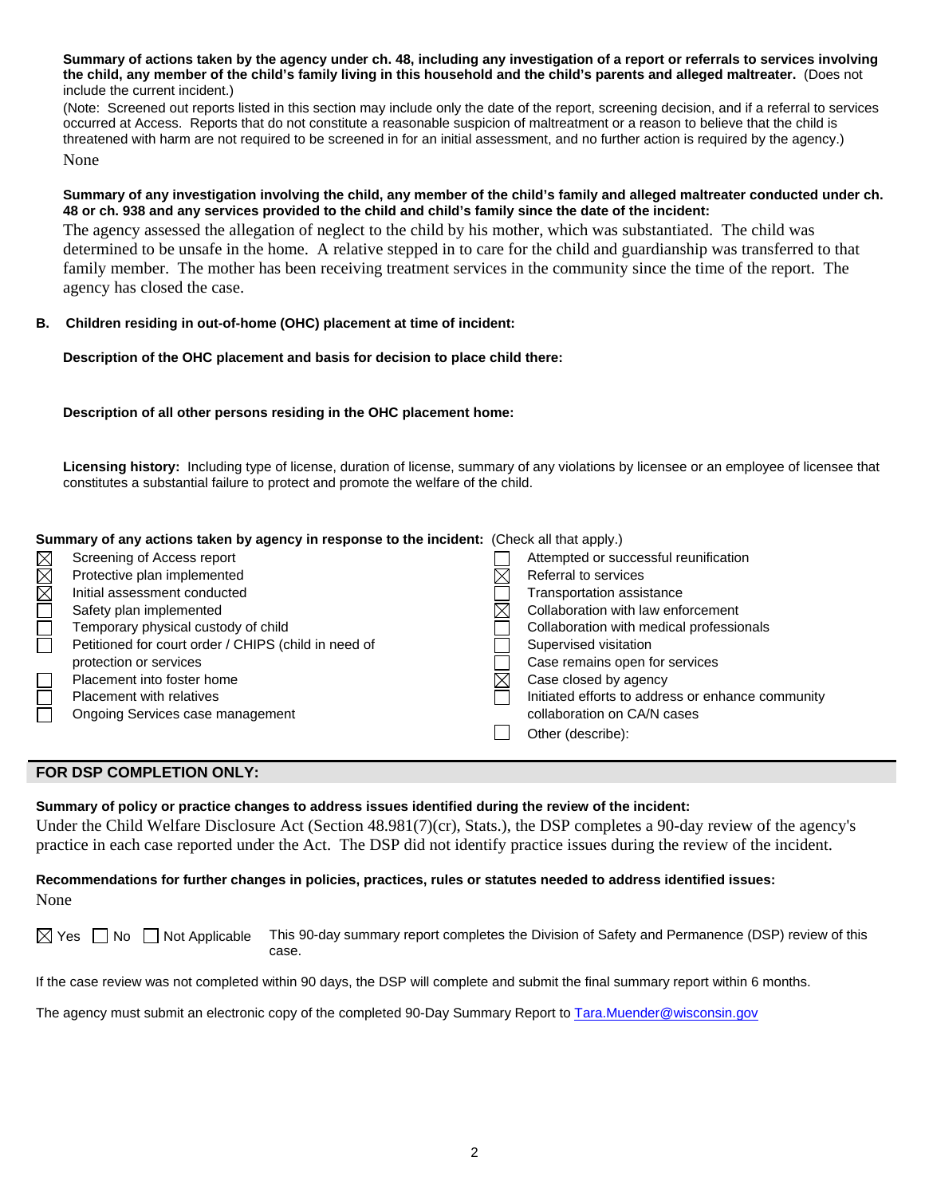**Summary of actions taken by the agency under ch. 48, including any investigation of a report or referrals to services involving the child, any member of the child's family living in this household and the child's parents and alleged maltreater.** (Does not include the current incident.)

(Note: Screened out reports listed in this section may include only the date of the report, screening decision, and if a referral to services occurred at Access. Reports that do not constitute a reasonable suspicion of maltreatment or a reason to believe that the child is threatened with harm are not required to be screened in for an initial assessment, and no further action is required by the agency.)

None

**Summary of any investigation involving the child, any member of the child's family and alleged maltreater conducted under ch. 48 or ch. 938 and any services provided to the child and child's family since the date of the incident:**

The agency assessed the allegation of neglect to the child by his mother, which was substantiated. The child was determined to be unsafe in the home. A relative stepped in to care for the child and guardianship was transferred to that family member. The mother has been receiving treatment services in the community since the time of the report. The agency has closed the case.

**B. Children residing in out-of-home (OHC) placement at time of incident:**

**Description of the OHC placement and basis for decision to place child there:**

**Description of all other persons residing in the OHC placement home:**

**Licensing history:** Including type of license, duration of license, summary of any violations by licensee or an employee of licensee that constitutes a substantial failure to protect and promote the welfare of the child.

**Summary of any actions taken by agency in response to the incident:** (Check all that apply.)

- ☒ Screening of Access report
- ☒ Protective plan implemented
- ☒ Initial assessment conducted
- ☐ Safety plan implemented
- ☐ Temporary physical custody of child
- ☐ Petitioned for court order / CHIPS (child in need of protection or services
- ☐ Placement into foster home
- ☐ Placement with relatives
- ☐ Ongoing Services case management
- ☐ Attempted or successful reunification
- ☒ Referral to services
- ☐ Transportation assistance
- ☒ Collaboration with law enforcement
- ☐ Collaboration with medical professionals
- ☐ Supervised visitation
- ☐ Case remains open for services
- ☒ Case closed by agency
- ☐ Initiated efforts to address or enhance community collaboration on CA/N cases
- ☐ Other (describe):

## FOR DSP COMPLETION ONLY:

**Summary of policy or practice changes to address issues identified during the review of the incident:**

Under the Child Welfare Disclosure Act (Section 48.981(7)(cr), Stats.), the DSP completes a 90-day review of the agency's practice in each case reported under the Act. The DSP did not identify practice issues during the review of the incident.

**Recommendations for further changes in policies, practices, rules or statutes needed to address identified issues:**

None

☒ Yes ☐ No ☐ Not Applicable This 90-day summary report completes the Division of Safety and Permanence (DSP) review of this case.

If the case review was not completed within 90 days, the DSP will complete and submit the final summary report within 6 months.

The agency must submit an electronic copy of the completed 90-Day Summary Report to Tara.Muender@wisconsin.gov